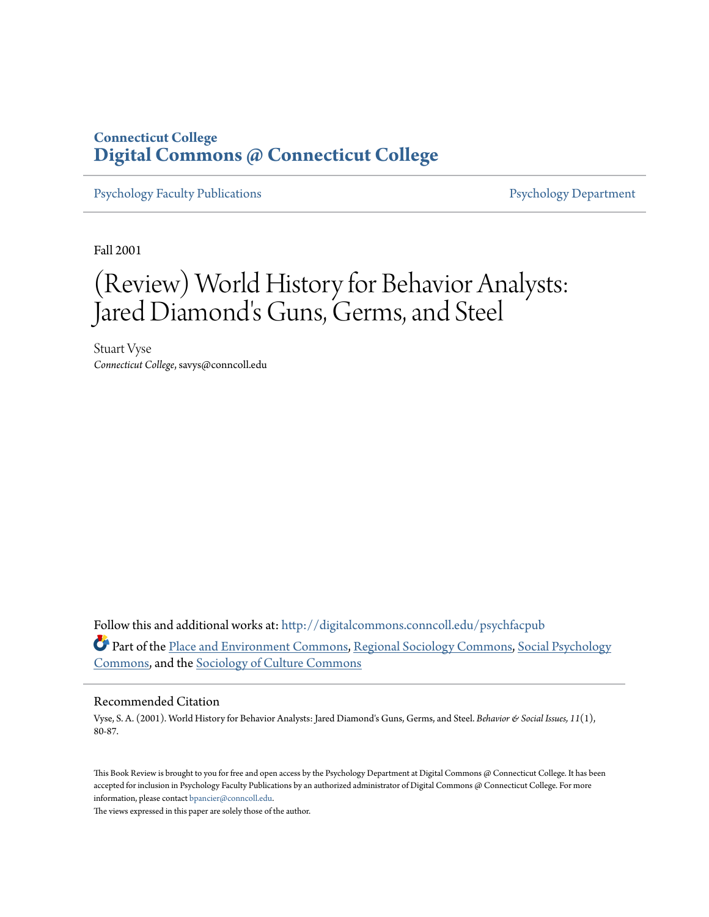# Connecticut College
# Digital Commons @ Connecticut College

Psychology Faculty Publications | Psychology Department

Fall 2001

# (Review) World History for Behavior Analysts: Jared Diamond's Guns, Germs, and Steel

Stuart Vyse
*Connecticut College*, savys@conncoll.edu

Follow this and additional works at: http://digitalcommons.conncoll.edu/psychfacpub

Part of the Place and Environment Commons, Regional Sociology Commons, Social Psychology Commons, and the Sociology of Culture Commons

## Recommended Citation

Vyse, S. A. (2001). World History for Behavior Analysts: Jared Diamond's Guns, Germs, and Steel. *Behavior & Social Issues, 11*(1), 80-87.

This Book Review is brought to you for free and open access by the Psychology Department at Digital Commons @ Connecticut College. It has been accepted for inclusion in Psychology Faculty Publications by an authorized administrator of Digital Commons @ Connecticut College. For more information, please contact bpancier@conncoll.edu.
The views expressed in this paper are solely those of the author.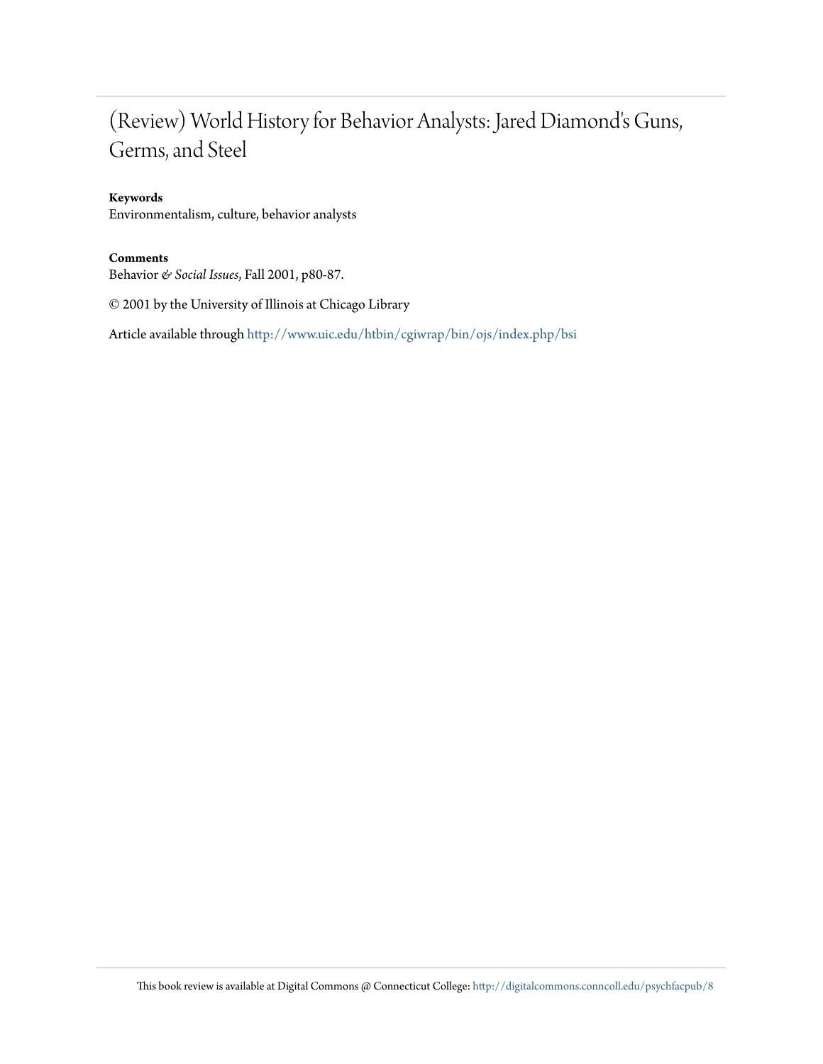# (Review) World History for Behavior Analysts: Jared Diamond's Guns, Germs, and Steel

**Keywords**
Environmentalism, culture, behavior analysts

**Comments**
Behavior *& Social Issues*, Fall 2001, p80-87.

© 2001 by the University of Illinois at Chicago Library

Article available through http://www.uic.edu/htbin/cgiwrap/bin/ojs/index.php/bsi

This book review is available at Digital Commons @ Connecticut College: http://digitalcommons.conncoll.edu/psychfacpub/8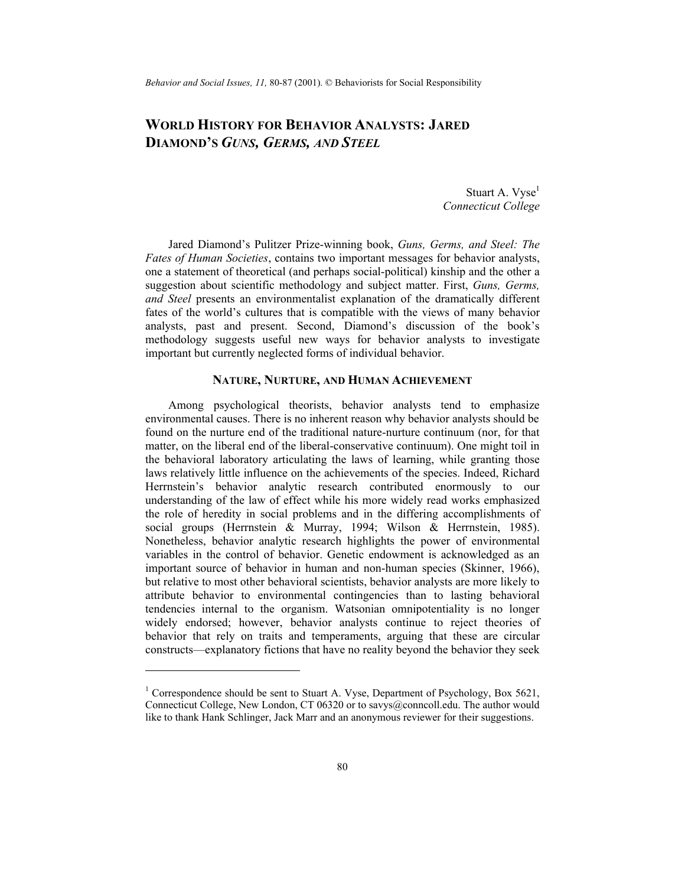# WORLD HISTORY FOR BEHAVIOR ANALYSTS: JARED DIAMOND'S *GUNS, GERMS, AND STEEL*

Stuart A. Vyse[1]
*Connecticut College*

Jared Diamond's Pulitzer Prize-winning book, *Guns, Germs, and Steel: The Fates of Human Societies*, contains two important messages for behavior analysts, one a statement of theoretical (and perhaps social-political) kinship and the other a suggestion about scientific methodology and subject matter. First, *Guns, Germs, and Steel* presents an environmentalist explanation of the dramatically different fates of the world's cultures that is compatible with the views of many behavior analysts, past and present. Second, Diamond's discussion of the book's methodology suggests useful new ways for behavior analysts to investigate important but currently neglected forms of individual behavior.

## NATURE, NURTURE, AND HUMAN ACHIEVEMENT

Among psychological theorists, behavior analysts tend to emphasize environmental causes. There is no inherent reason why behavior analysts should be found on the nurture end of the traditional nature-nurture continuum (nor, for that matter, on the liberal end of the liberal-conservative continuum). One might toil in the behavioral laboratory articulating the laws of learning, while granting those laws relatively little influence on the achievements of the species. Indeed, Richard Herrnstein's behavior analytic research contributed enormously to our understanding of the law of effect while his more widely read works emphasized the role of heredity in social problems and in the differing accomplishments of social groups (Herrnstein & Murray, 1994; Wilson & Herrnstein, 1985). Nonetheless, behavior analytic research highlights the power of environmental variables in the control of behavior. Genetic endowment is acknowledged as an important source of behavior in human and non-human species (Skinner, 1966), but relative to most other behavioral scientists, behavior analysts are more likely to attribute behavior to environmental contingencies than to lasting behavioral tendencies internal to the organism. Watsonian omnipotentiality is no longer widely endorsed; however, behavior analysts continue to reject theories of behavior that rely on traits and temperaments, arguing that these are circular constructs—explanatory fictions that have no reality beyond the behavior they seek

[1] Correspondence should be sent to Stuart A. Vyse, Department of Psychology, Box 5621, Connecticut College, New London, CT 06320 or to savys@conncoll.edu. The author would like to thank Hank Schlinger, Jack Marr and an anonymous reviewer for their suggestions.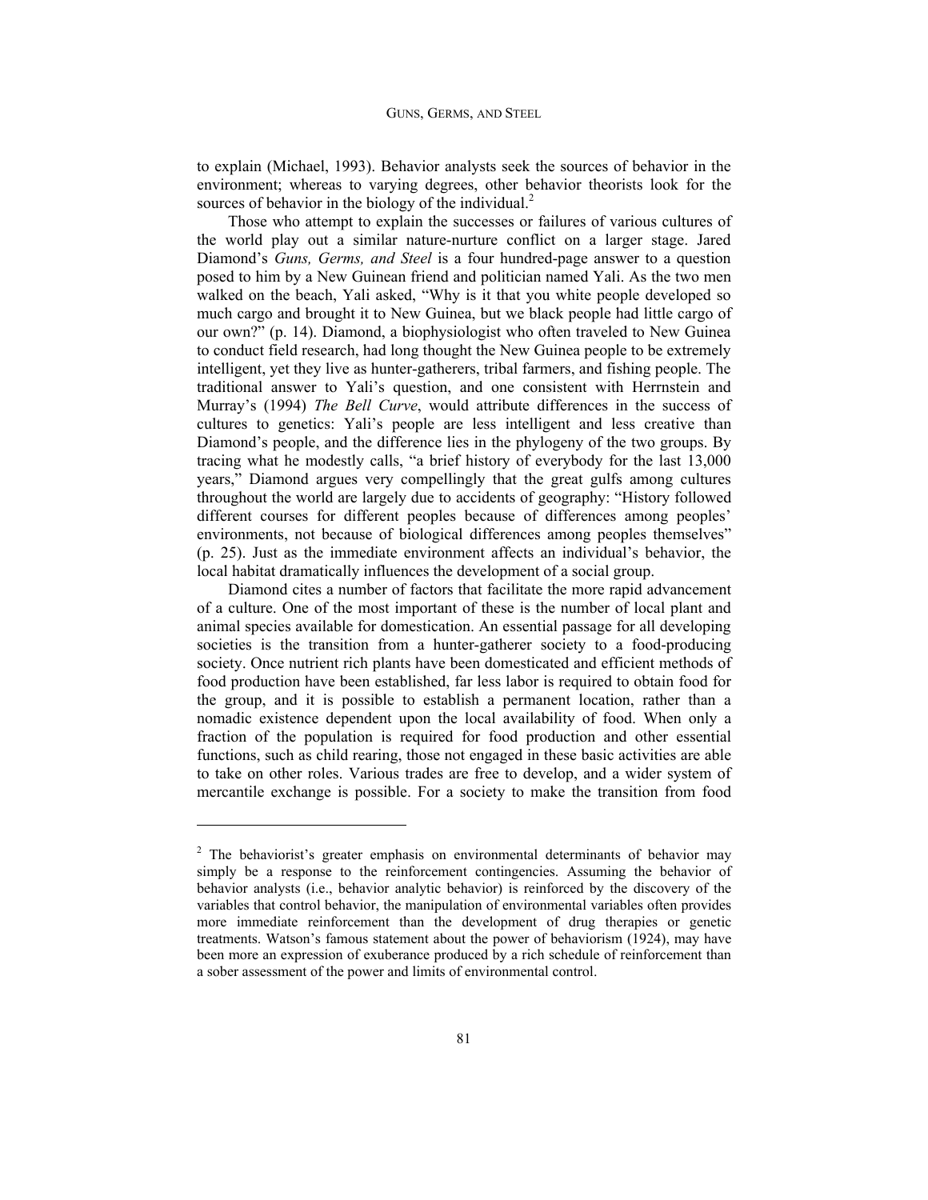to explain (Michael, 1993). Behavior analysts seek the sources of behavior in the environment; whereas to varying degrees, other behavior theorists look for the sources of behavior in the biology of the individual.[2]

Those who attempt to explain the successes or failures of various cultures of the world play out a similar nature-nurture conflict on a larger stage. Jared Diamond's *Guns, Germs, and Steel* is a four hundred-page answer to a question posed to him by a New Guinean friend and politician named Yali. As the two men walked on the beach, Yali asked, "Why is it that you white people developed so much cargo and brought it to New Guinea, but we black people had little cargo of our own?" (p. 14). Diamond, a biophysiologist who often traveled to New Guinea to conduct field research, had long thought the New Guinea people to be extremely intelligent, yet they live as hunter-gatherers, tribal farmers, and fishing people. The traditional answer to Yali's question, and one consistent with Herrnstein and Murray's (1994) *The Bell Curve*, would attribute differences in the success of cultures to genetics: Yali's people are less intelligent and less creative than Diamond's people, and the difference lies in the phylogeny of the two groups. By tracing what he modestly calls, "a brief history of everybody for the last 13,000 years," Diamond argues very compellingly that the great gulfs among cultures throughout the world are largely due to accidents of geography: "History followed different courses for different peoples because of differences among peoples' environments, not because of biological differences among peoples themselves" (p. 25). Just as the immediate environment affects an individual's behavior, the local habitat dramatically influences the development of a social group.

Diamond cites a number of factors that facilitate the more rapid advancement of a culture. One of the most important of these is the number of local plant and animal species available for domestication. An essential passage for all developing societies is the transition from a hunter-gatherer society to a food-producing society. Once nutrient rich plants have been domesticated and efficient methods of food production have been established, far less labor is required to obtain food for the group, and it is possible to establish a permanent location, rather than a nomadic existence dependent upon the local availability of food. When only a fraction of the population is required for food production and other essential functions, such as child rearing, those not engaged in these basic activities are able to take on other roles. Various trades are free to develop, and a wider system of mercantile exchange is possible. For a society to make the transition from food

---

[2] The behaviorist's greater emphasis on environmental determinants of behavior may simply be a response to the reinforcement contingencies. Assuming the behavior of behavior analysts (i.e., behavior analytic behavior) is reinforced by the discovery of the variables that control behavior, the manipulation of environmental variables often provides more immediate reinforcement than the development of drug therapies or genetic treatments. Watson's famous statement about the power of behaviorism (1924), may have been more an expression of exuberance produced by a rich schedule of reinforcement than a sober assessment of the power and limits of environmental control.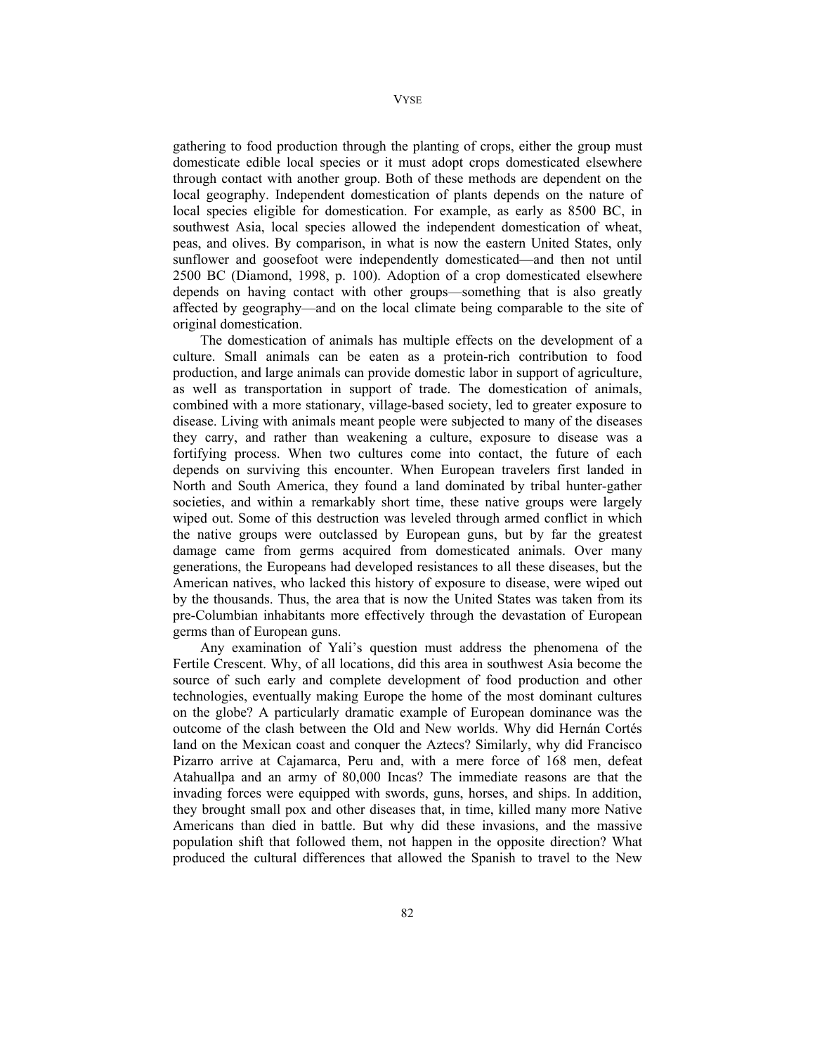gathering to food production through the planting of crops, either the group must domesticate edible local species or it must adopt crops domesticated elsewhere through contact with another group. Both of these methods are dependent on the local geography. Independent domestication of plants depends on the nature of local species eligible for domestication. For example, as early as 8500 BC, in southwest Asia, local species allowed the independent domestication of wheat, peas, and olives. By comparison, in what is now the eastern United States, only sunflower and goosefoot were independently domesticated—and then not until 2500 BC (Diamond, 1998, p. 100). Adoption of a crop domesticated elsewhere depends on having contact with other groups—something that is also greatly affected by geography—and on the local climate being comparable to the site of original domestication.

The domestication of animals has multiple effects on the development of a culture. Small animals can be eaten as a protein-rich contribution to food production, and large animals can provide domestic labor in support of agriculture, as well as transportation in support of trade. The domestication of animals, combined with a more stationary, village-based society, led to greater exposure to disease. Living with animals meant people were subjected to many of the diseases they carry, and rather than weakening a culture, exposure to disease was a fortifying process. When two cultures come into contact, the future of each depends on surviving this encounter. When European travelers first landed in North and South America, they found a land dominated by tribal hunter-gather societies, and within a remarkably short time, these native groups were largely wiped out. Some of this destruction was leveled through armed conflict in which the native groups were outclassed by European guns, but by far the greatest damage came from germs acquired from domesticated animals. Over many generations, the Europeans had developed resistances to all these diseases, but the American natives, who lacked this history of exposure to disease, were wiped out by the thousands. Thus, the area that is now the United States was taken from its pre-Columbian inhabitants more effectively through the devastation of European germs than of European guns.

Any examination of Yali's question must address the phenomena of the Fertile Crescent. Why, of all locations, did this area in southwest Asia become the source of such early and complete development of food production and other technologies, eventually making Europe the home of the most dominant cultures on the globe? A particularly dramatic example of European dominance was the outcome of the clash between the Old and New worlds. Why did Hernán Cortés land on the Mexican coast and conquer the Aztecs? Similarly, why did Francisco Pizarro arrive at Cajamarca, Peru and, with a mere force of 168 men, defeat Atahuallpa and an army of 80,000 Incas? The immediate reasons are that the invading forces were equipped with swords, guns, horses, and ships. In addition, they brought small pox and other diseases that, in time, killed many more Native Americans than died in battle. But why did these invasions, and the massive population shift that followed them, not happen in the opposite direction? What produced the cultural differences that allowed the Spanish to travel to the New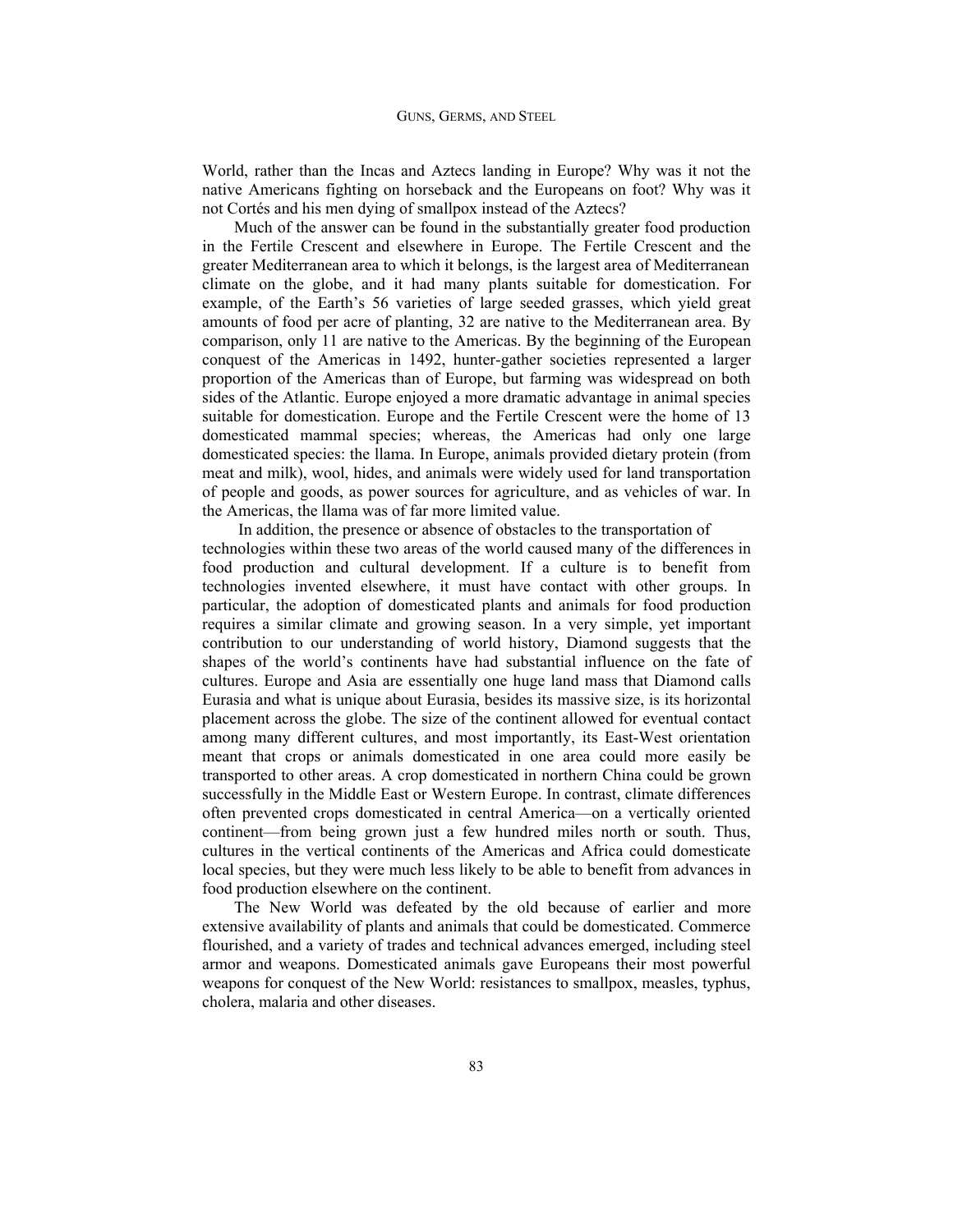World, rather than the Incas and Aztecs landing in Europe? Why was it not the native Americans fighting on horseback and the Europeans on foot? Why was it not Cortés and his men dying of smallpox instead of the Aztecs?

Much of the answer can be found in the substantially greater food production in the Fertile Crescent and elsewhere in Europe. The Fertile Crescent and the greater Mediterranean area to which it belongs, is the largest area of Mediterranean climate on the globe, and it had many plants suitable for domestication. For example, of the Earth's 56 varieties of large seeded grasses, which yield great amounts of food per acre of planting, 32 are native to the Mediterranean area. By comparison, only 11 are native to the Americas. By the beginning of the European conquest of the Americas in 1492, hunter-gather societies represented a larger proportion of the Americas than of Europe, but farming was widespread on both sides of the Atlantic. Europe enjoyed a more dramatic advantage in animal species suitable for domestication. Europe and the Fertile Crescent were the home of 13 domesticated mammal species; whereas, the Americas had only one large domesticated species: the llama. In Europe, animals provided dietary protein (from meat and milk), wool, hides, and animals were widely used for land transportation of people and goods, as power sources for agriculture, and as vehicles of war. In the Americas, the llama was of far more limited value.

In addition, the presence or absence of obstacles to the transportation of technologies within these two areas of the world caused many of the differences in food production and cultural development. If a culture is to benefit from technologies invented elsewhere, it must have contact with other groups. In particular, the adoption of domesticated plants and animals for food production requires a similar climate and growing season. In a very simple, yet important contribution to our understanding of world history, Diamond suggests that the shapes of the world's continents have had substantial influence on the fate of cultures. Europe and Asia are essentially one huge land mass that Diamond calls Eurasia and what is unique about Eurasia, besides its massive size, is its horizontal placement across the globe. The size of the continent allowed for eventual contact among many different cultures, and most importantly, its East-West orientation meant that crops or animals domesticated in one area could more easily be transported to other areas. A crop domesticated in northern China could be grown successfully in the Middle East or Western Europe. In contrast, climate differences often prevented crops domesticated in central America—on a vertically oriented continent—from being grown just a few hundred miles north or south. Thus, cultures in the vertical continents of the Americas and Africa could domesticate local species, but they were much less likely to be able to benefit from advances in food production elsewhere on the continent.

The New World was defeated by the old because of earlier and more extensive availability of plants and animals that could be domesticated. Commerce flourished, and a variety of trades and technical advances emerged, including steel armor and weapons. Domesticated animals gave Europeans their most powerful weapons for conquest of the New World: resistances to smallpox, measles, typhus, cholera, malaria and other diseases.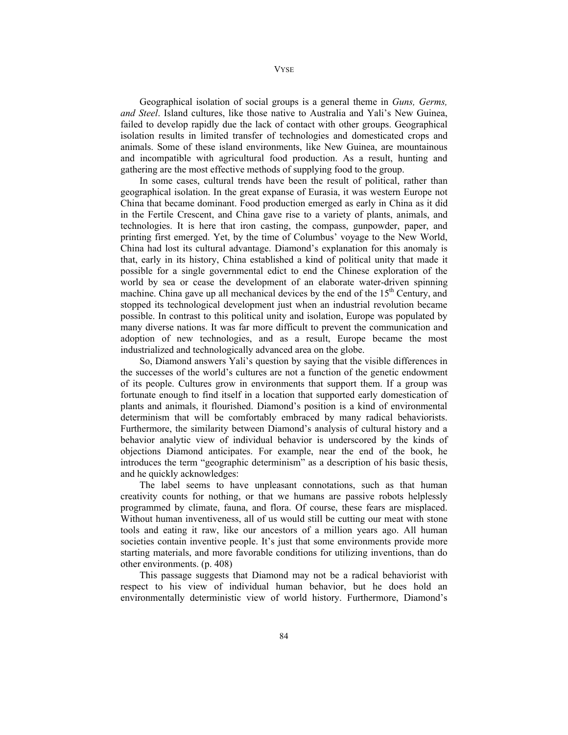Geographical isolation of social groups is a general theme in *Guns, Germs, and Steel*. Island cultures, like those native to Australia and Yali's New Guinea, failed to develop rapidly due the lack of contact with other groups. Geographical isolation results in limited transfer of technologies and domesticated crops and animals. Some of these island environments, like New Guinea, are mountainous and incompatible with agricultural food production. As a result, hunting and gathering are the most effective methods of supplying food to the group.

In some cases, cultural trends have been the result of political, rather than geographical isolation. In the great expanse of Eurasia, it was western Europe not China that became dominant. Food production emerged as early in China as it did in the Fertile Crescent, and China gave rise to a variety of plants, animals, and technologies. It is here that iron casting, the compass, gunpowder, paper, and printing first emerged. Yet, by the time of Columbus' voyage to the New World, China had lost its cultural advantage. Diamond's explanation for this anomaly is that, early in its history, China established a kind of political unity that made it possible for a single governmental edict to end the Chinese exploration of the world by sea or cease the development of an elaborate water-driven spinning machine. China gave up all mechanical devices by the end of the 15th Century, and stopped its technological development just when an industrial revolution became possible. In contrast to this political unity and isolation, Europe was populated by many diverse nations. It was far more difficult to prevent the communication and adoption of new technologies, and as a result, Europe became the most industrialized and technologically advanced area on the globe.

So, Diamond answers Yali's question by saying that the visible differences in the successes of the world's cultures are not a function of the genetic endowment of its people. Cultures grow in environments that support them. If a group was fortunate enough to find itself in a location that supported early domestication of plants and animals, it flourished. Diamond's position is a kind of environmental determinism that will be comfortably embraced by many radical behaviorists. Furthermore, the similarity between Diamond's analysis of cultural history and a behavior analytic view of individual behavior is underscored by the kinds of objections Diamond anticipates. For example, near the end of the book, he introduces the term "geographic determinism" as a description of his basic thesis, and he quickly acknowledges:

> The label seems to have unpleasant connotations, such as that human creativity counts for nothing, or that we humans are passive robots helplessly programmed by climate, fauna, and flora. Of course, these fears are misplaced. Without human inventiveness, all of us would still be cutting our meat with stone tools and eating it raw, like our ancestors of a million years ago. All human societies contain inventive people. It's just that some environments provide more starting materials, and more favorable conditions for utilizing inventions, than do other environments. (p. 408)

This passage suggests that Diamond may not be a radical behaviorist with respect to his view of individual human behavior, but he does hold an environmentally deterministic view of world history. Furthermore, Diamond's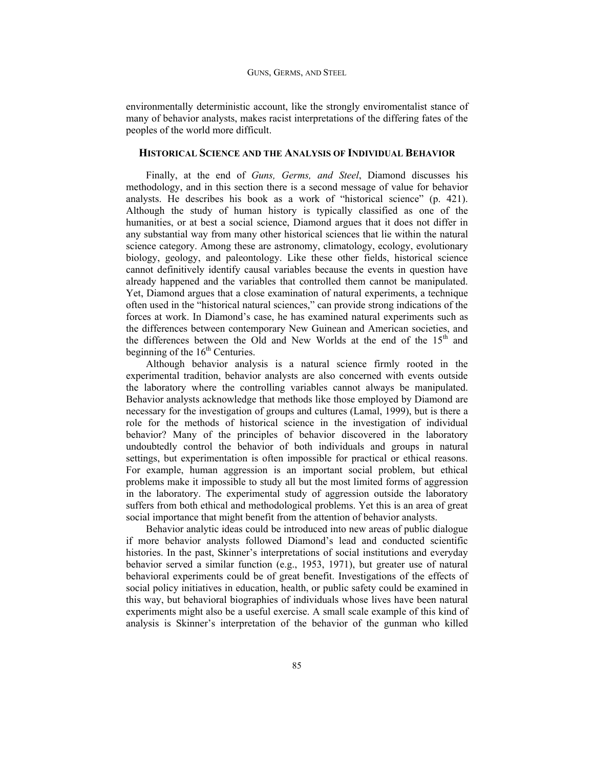environmentally deterministic account, like the strongly enviromentalist stance of many of behavior analysts, makes racist interpretations of the differing fates of the peoples of the world more difficult.

## HISTORICAL SCIENCE AND THE ANALYSIS OF INDIVIDUAL BEHAVIOR

Finally, at the end of *Guns, Germs, and Steel*, Diamond discusses his methodology, and in this section there is a second message of value for behavior analysts. He describes his book as a work of "historical science" (p. 421). Although the study of human history is typically classified as one of the humanities, or at best a social science, Diamond argues that it does not differ in any substantial way from many other historical sciences that lie within the natural science category. Among these are astronomy, climatology, ecology, evolutionary biology, geology, and paleontology. Like these other fields, historical science cannot definitively identify causal variables because the events in question have already happened and the variables that controlled them cannot be manipulated. Yet, Diamond argues that a close examination of natural experiments, a technique often used in the "historical natural sciences," can provide strong indications of the forces at work. In Diamond's case, he has examined natural experiments such as the differences between contemporary New Guinean and American societies, and the differences between the Old and New Worlds at the end of the 15th and beginning of the 16th Centuries.

Although behavior analysis is a natural science firmly rooted in the experimental tradition, behavior analysts are also concerned with events outside the laboratory where the controlling variables cannot always be manipulated. Behavior analysts acknowledge that methods like those employed by Diamond are necessary for the investigation of groups and cultures (Lamal, 1999), but is there a role for the methods of historical science in the investigation of individual behavior? Many of the principles of behavior discovered in the laboratory undoubtedly control the behavior of both individuals and groups in natural settings, but experimentation is often impossible for practical or ethical reasons. For example, human aggression is an important social problem, but ethical problems make it impossible to study all but the most limited forms of aggression in the laboratory. The experimental study of aggression outside the laboratory suffers from both ethical and methodological problems. Yet this is an area of great social importance that might benefit from the attention of behavior analysts.

Behavior analytic ideas could be introduced into new areas of public dialogue if more behavior analysts followed Diamond's lead and conducted scientific histories. In the past, Skinner's interpretations of social institutions and everyday behavior served a similar function (e.g., 1953, 1971), but greater use of natural behavioral experiments could be of great benefit. Investigations of the effects of social policy initiatives in education, health, or public safety could be examined in this way, but behavioral biographies of individuals whose lives have been natural experiments might also be a useful exercise. A small scale example of this kind of analysis is Skinner's interpretation of the behavior of the gunman who killed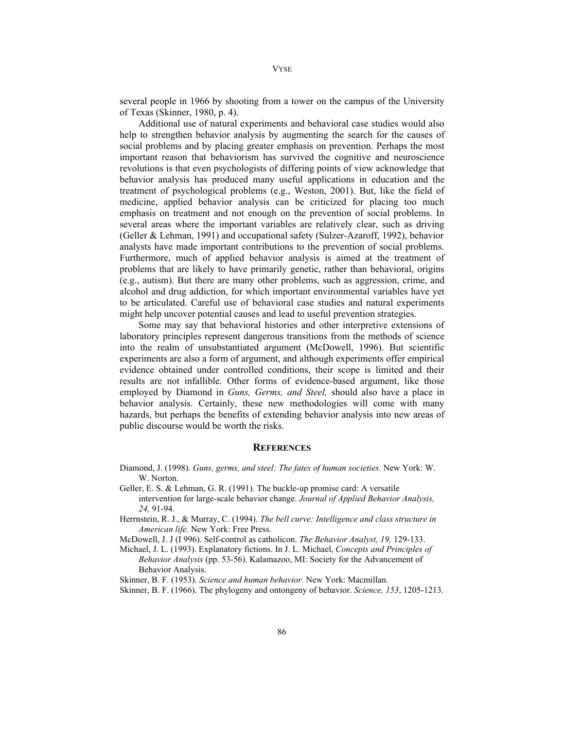several people in 1966 by shooting from a tower on the campus of the University of Texas (Skinner, 1980, p. 4).

Additional use of natural experiments and behavioral case studies would also help to strengthen behavior analysis by augmenting the search for the causes of social problems and by placing greater emphasis on prevention. Perhaps the most important reason that behaviorism has survived the cognitive and neuroscience revolutions is that even psychologists of differing points of view acknowledge that behavior analysis has produced many useful applications in education and the treatment of psychological problems (e.g., Weston, 2001). But, like the field of medicine, applied behavior analysis can be criticized for placing too much emphasis on treatment and not enough on the prevention of social problems. In several areas where the important variables are relatively clear, such as driving (Geller & Lehman, 1991) and occupational safety (Sulzer-Azaroff, 1992), behavior analysts have made important contributions to the prevention of social problems. Furthermore, much of applied behavior analysis is aimed at the treatment of problems that are likely to have primarily genetic, rather than behavioral, origins (e.g., autism). But there are many other problems, such as aggression, crime, and alcohol and drug addiction, for which important environmental variables have yet to be articulated. Careful use of behavioral case studies and natural experiments might help uncover potential causes and lead to useful prevention strategies.

Some may say that behavioral histories and other interpretive extensions of laboratory principles represent dangerous transitions from the methods of science into the realm of unsubstantiated argument (McDowell, 1996). But scientific experiments are also a form of argument, and although experiments offer empirical evidence obtained under controlled conditions, their scope is limited and their results are not infallible. Other forms of evidence-based argument, like those employed by Diamond in *Guns, Germs, and Steel,* should also have a place in behavior analysis. Certainly, these new methodologies will come with many hazards, but perhaps the benefits of extending behavior analysis into new areas of public discourse would be worth the risks.

## REFERENCES

Diamond, J. (1998). *Guns, germs, and steel: The fates of human societies.* New York: W. W. Norton.

Geller, E. S. & Lehman, G. R. (1991). The buckle-up promise card: A versatile intervention for large-scale behavior change. *Journal of Applied Behavior Analysis, 24,* 91-94.

Herrnstein, R. J., & Murray, C. (1994). *The bell curve: Intelligence and class structure in American life.* New York: Free Press.

McDowell, J. J (I 996). Self-control as catholicon. *The Behavior Analyst, 19,* 129-133.

Michael, J. L. (1993). Explanatory fictions. In J. L. Michael, *Concepts and Principles of Behavior Analysis* (pp. 53-56). Kalamazoo, MI: Society for the Advancement of Behavior Analysis.

Skinner, B. F. (1953). *Science and human behavior.* New York: Macmillan.

Skinner, B. F. (1966). The phylogeny and ontongeny of behavior. *Science, 153*, 1205-1213.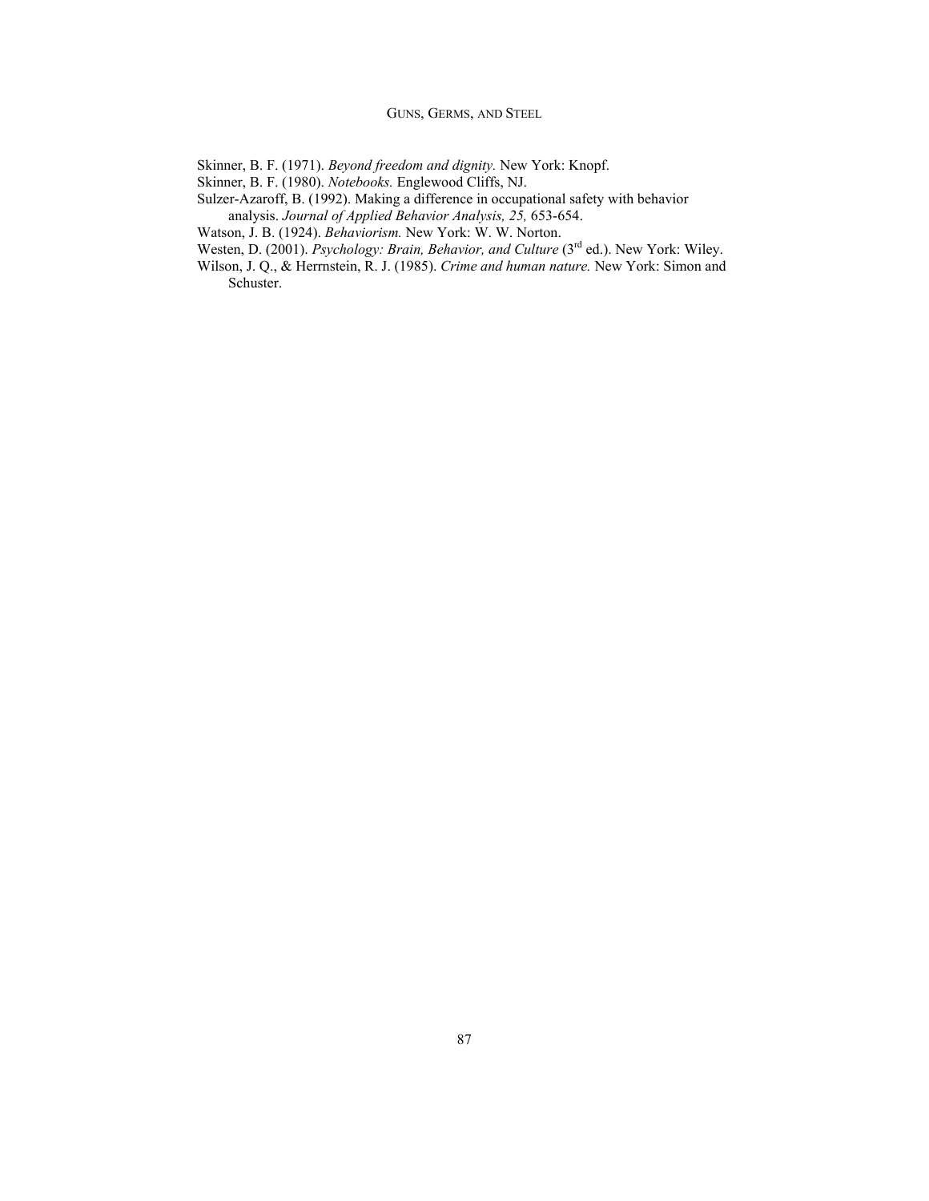Skinner, B. F. (1971). *Beyond freedom and dignity.* New York: Knopf.

Skinner, B. F. (1980). *Notebooks.* Englewood Cliffs, NJ.

Sulzer-Azaroff, B. (1992). Making a difference in occupational safety with behavior analysis. *Journal of Applied Behavior Analysis, 25,* 653-654.

Watson, J. B. (1924). *Behaviorism.* New York: W. W. Norton.

Westen, D. (2001). *Psychology: Brain, Behavior, and Culture* (3rd ed.). New York: Wiley.

Wilson, J. Q., & Herrnstein, R. J. (1985). *Crime and human nature.* New York: Simon and Schuster.